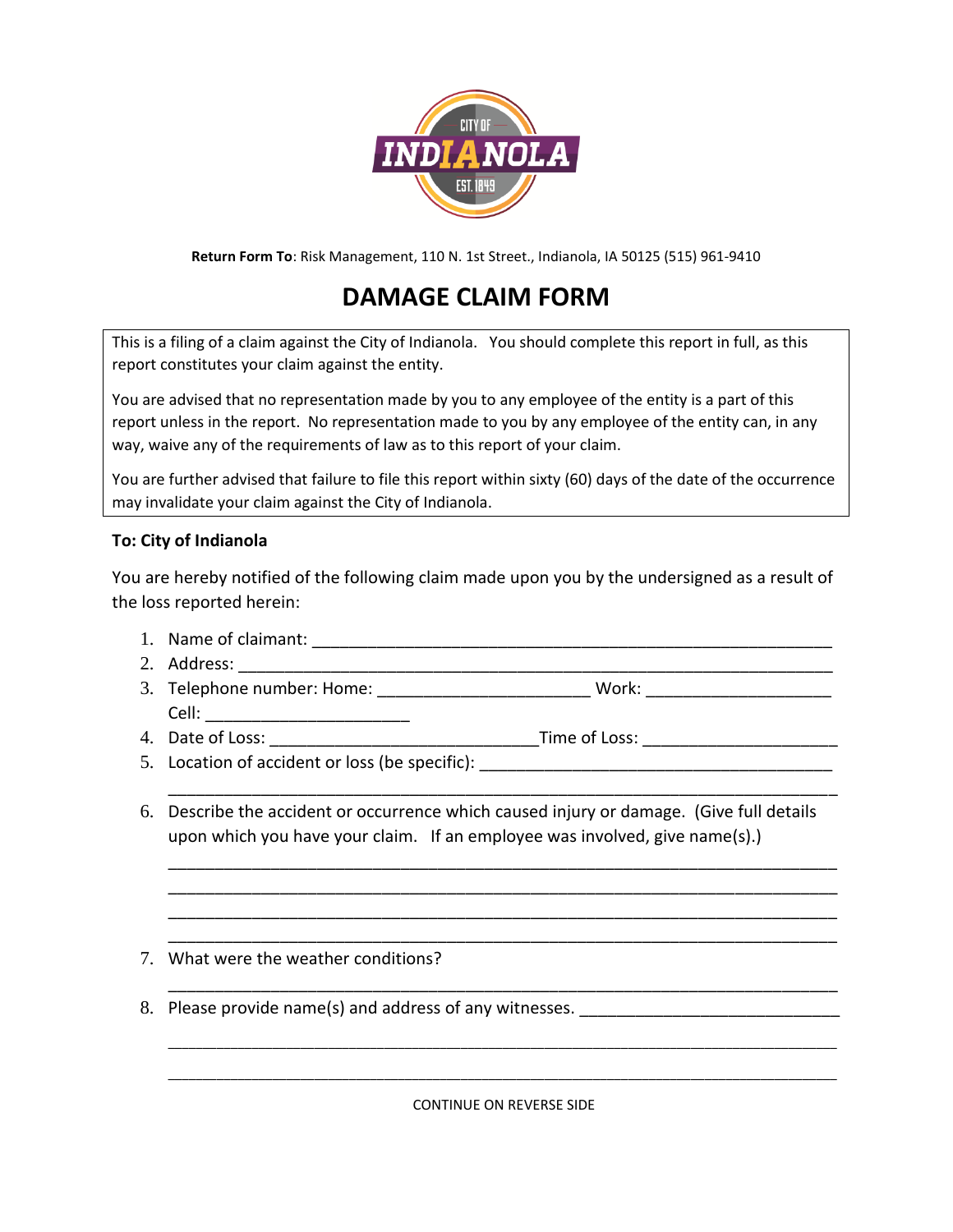**Return Form To**: Risk Management, 110 N. 1st Street., Indianola, IA 50125 (515) 961-9410

# DAMAGE CLAIM FORM

This is a filing of a claim against the City of Indianola. You should complete this report in full, as this report constitutes your claim against the entity.

You are advised that no representation made by you to any employee of the entity is a part of this report unless in the report. No representation made to you by any employee of the entity can, in any way, waive any of the requirements of law as to this report of your claim.

You are further advised that failure to file this report within sixty (60) days of the date of the occurrence may invalidate your claim against the City of Indianola.

**To: City of Indianola**

You are hereby notified of the following claim made upon you by the undersigned as a result of the loss reported herein:

1. Name of claimant: ____________________________________________________________
2. Address: _________________________________________________________________
3. Telephone number: Home: ______________________ Work: ___________________
   Cell: _____________________
4. Date of Loss: _____________________________Time of Loss: ____________________
5. Location of accident or loss (be specific): _____________________________________
   ____________________________________________________________________________
6. Describe the accident or occurrence which caused injury or damage. (Give full details upon which you have your claim. If an employee was involved, give name(s).)
   ____________________________________________________________________________
   ____________________________________________________________________________
   ____________________________________________________________________________
   ____________________________________________________________________________
7. What were the weather conditions?
   ____________________________________________________________________________
8. Please provide name(s) and address of any witnesses. ___________________________
   ____________________________________________________________________________
   ____________________________________________________________________________

CONTINUE ON REVERSE SIDE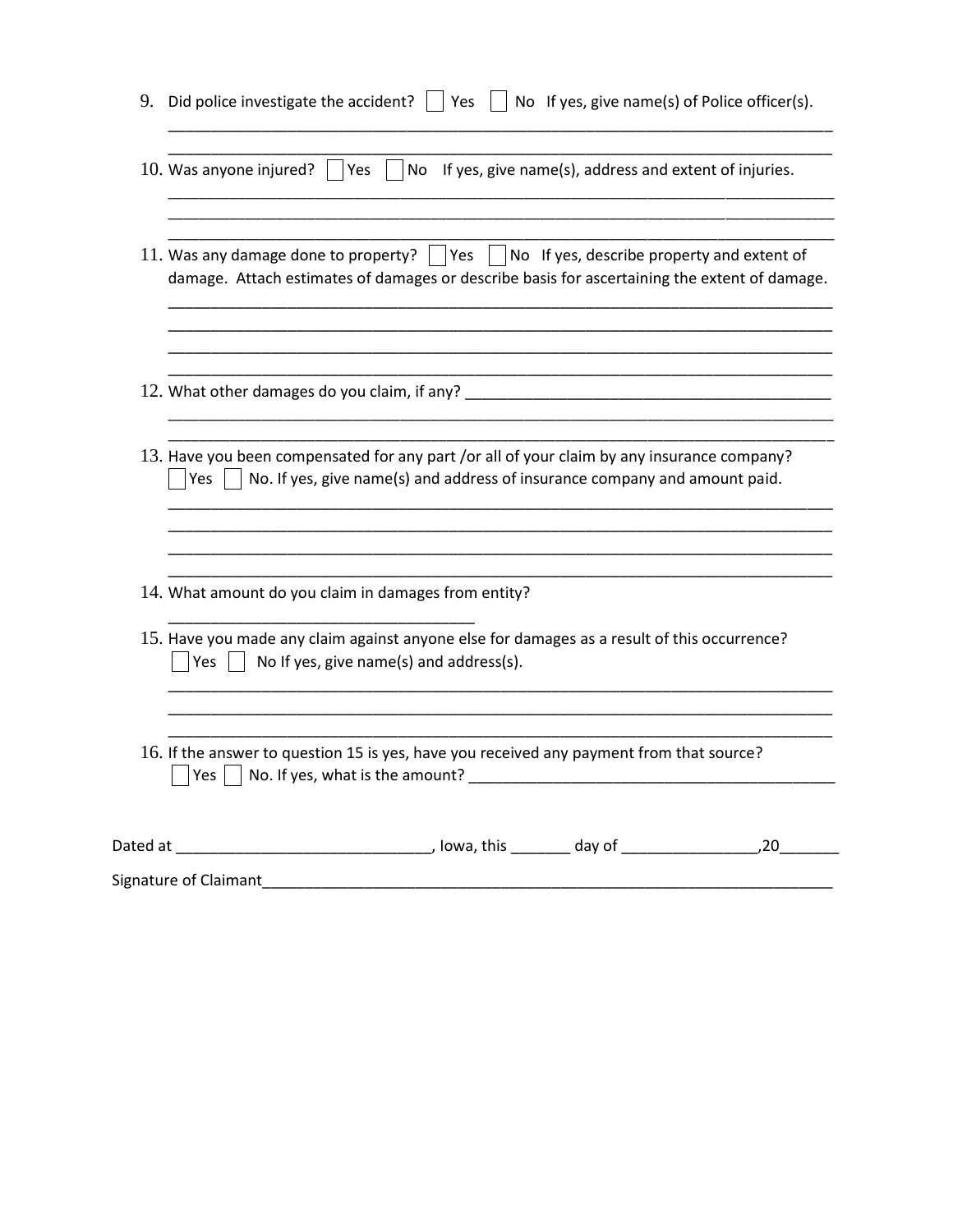9. Did police investigate the accident? ☐ Yes ☐ No If yes, give name(s) of Police officer(s).

______________________________________________________________________________
______________________________________________________________________________

10. Was anyone injured? ☐ Yes ☐ No If yes, give name(s), address and extent of injuries.

______________________________________________________________________________
______________________________________________________________________________
______________________________________________________________________________

11. Was any damage done to property? ☐ Yes ☐ No If yes, describe property and extent of damage. Attach estimates of damages or describe basis for ascertaining the extent of damage.

______________________________________________________________________________
______________________________________________________________________________
______________________________________________________________________________
______________________________________________________________________________

12. What other damages do you claim, if any? ____________________________________________

______________________________________________________________________________
______________________________________________________________________________

13. Have you been compensated for any part /or all of your claim by any insurance company?
☐ Yes ☐ No. If yes, give name(s) and address of insurance company and amount paid.

______________________________________________________________________________
______________________________________________________________________________
______________________________________________________________________________
______________________________________________________________________________

14. What amount do you claim in damages from entity?

____________________________________

15. Have you made any claim against anyone else for damages as a result of this occurrence?
☐ Yes ☐ No If yes, give name(s) and address(s).

______________________________________________________________________________
______________________________________________________________________________
______________________________________________________________________________

16. If the answer to question 15 is yes, have you received any payment from that source?
☐ Yes ☐ No. If yes, what is the amount? ____________________________________________

Dated at ______________________________, Iowa, this _______ day of ________________,20_______

Signature of Claimant______________________________________________________________________